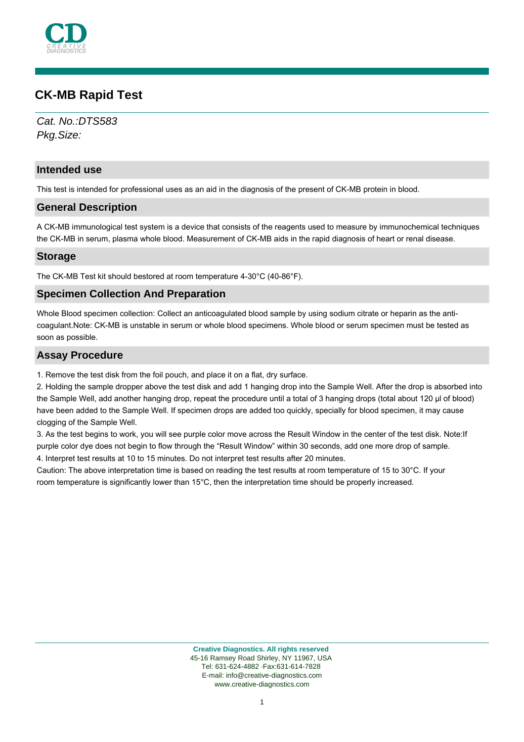# CK-MB Rapid Test

*Cat. No.:DTS583*
*Pkg.Size:*

## Intended use

This test is intended for professional uses as an aid in the diagnosis of the present of CK-MB protein in blood.

## General Description

A CK-MB immunological test system is a device that consists of the reagents used to measure by immunochemical techniques the CK-MB in serum, plasma whole blood. Measurement of CK-MB aids in the rapid diagnosis of heart or renal disease.

## Storage

The CK-MB Test kit should bestored at room temperature 4-30°C (40-86°F).

## Specimen Collection And Preparation

Whole Blood specimen collection: Collect an anticoagulated blood sample by using sodium citrate or heparin as the anti-coagulant.Note: CK-MB is unstable in serum or whole blood specimens. Whole blood or serum specimen must be tested as soon as possible.

## Assay Procedure

1. Remove the test disk from the foil pouch, and place it on a flat, dry surface.
2. Holding the sample dropper above the test disk and add 1 hanging drop into the Sample Well. After the drop is absorbed into the Sample Well, add another hanging drop, repeat the procedure until a total of 3 hanging drops (total about 120 µl of blood) have been added to the Sample Well. If specimen drops are added too quickly, specially for blood specimen, it may cause clogging of the Sample Well.
3. As the test begins to work, you will see purple color move across the Result Window in the center of the test disk. Note:If purple color dye does not begin to flow through the "Result Window" within 30 seconds, add one more drop of sample.
4. Interpret test results at 10 to 15 minutes. Do not interpret test results after 20 minutes.

Caution: The above interpretation time is based on reading the test results at room temperature of 15 to 30°C. If your room temperature is significantly lower than 15°C, then the interpretation time should be properly increased.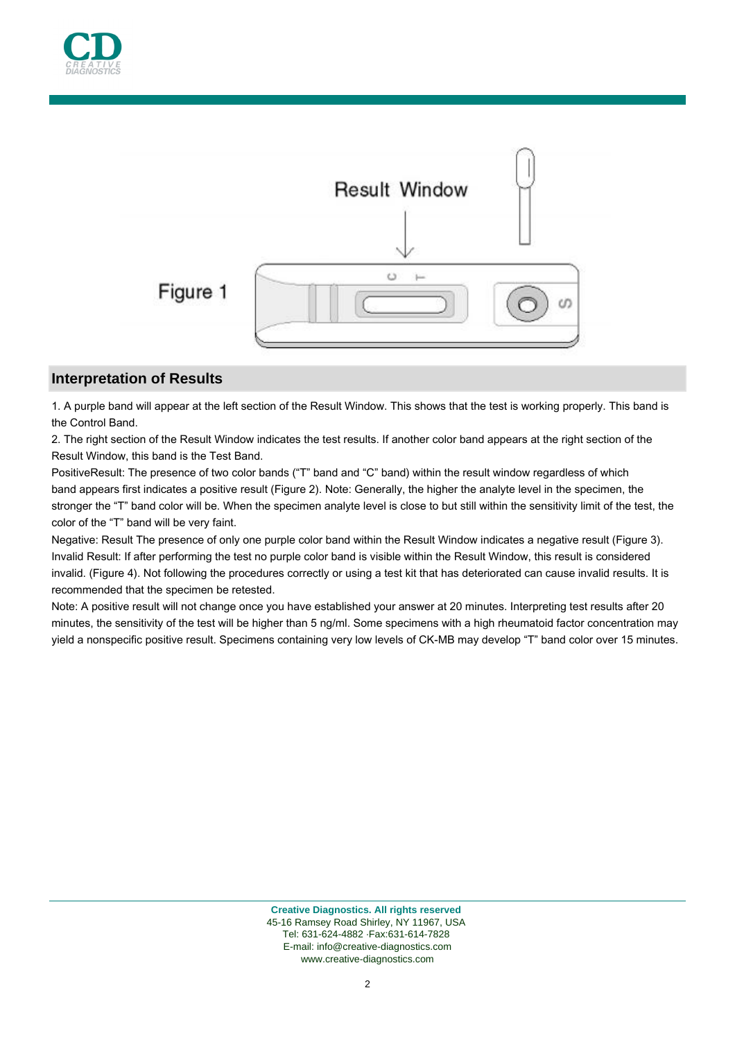Figure 1

## Interpretation of Results

1. A purple band will appear at the left section of the Result Window. This shows that the test is working properly. This band is the Control Band.
2. The right section of the Result Window indicates the test results. If another color band appears at the right section of the Result Window, this band is the Test Band.

PositiveResult: The presence of two color bands ("T" band and "C" band) within the result window regardless of which band appears first indicates a positive result (Figure 2). Note: Generally, the higher the analyte level in the specimen, the stronger the "T" band color will be. When the specimen analyte level is close to but still within the sensitivity limit of the test, the color of the "T" band will be very faint.

Negative: Result The presence of only one purple color band within the Result Window indicates a negative result (Figure 3).

Invalid Result: If after performing the test no purple color band is visible within the Result Window, this result is considered invalid. (Figure 4). Not following the procedures correctly or using a test kit that has deteriorated can cause invalid results. It is recommended that the specimen be retested.

Note: A positive result will not change once you have established your answer at 20 minutes. Interpreting test results after 20 minutes, the sensitivity of the test will be higher than 5 ng/ml. Some specimens with a high rheumatoid factor concentration may yield a nonspecific positive result. Specimens containing very low levels of CK-MB may develop "T" band color over 15 minutes.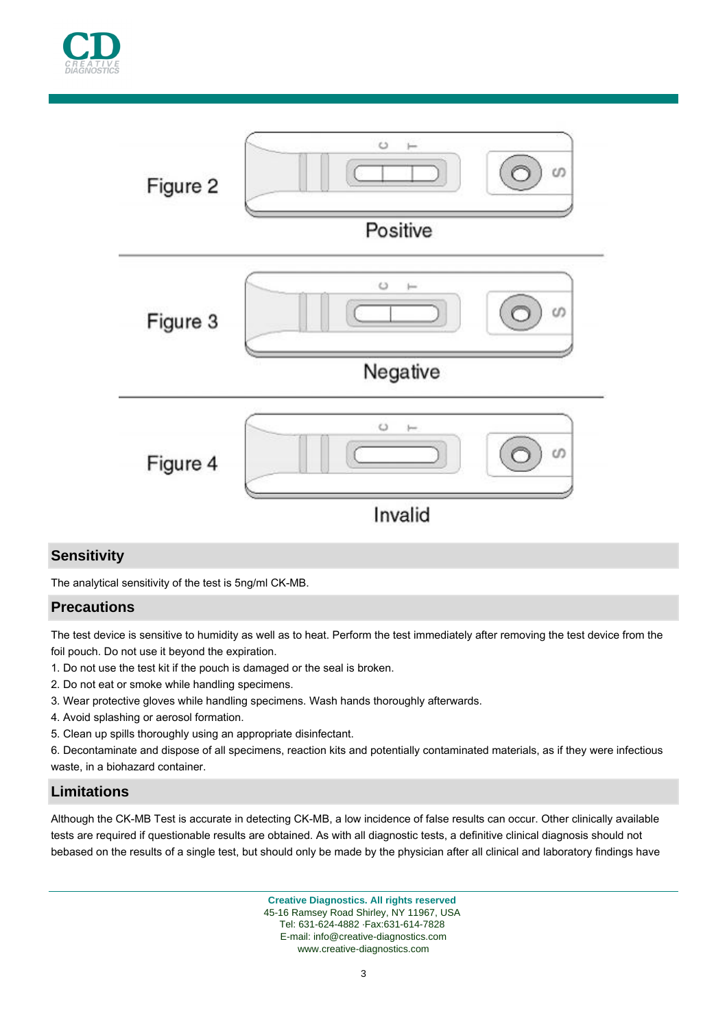Figure 2

Positive

Figure 3

Negative

Figure 4

Invalid

## Sensitivity

The analytical sensitivity of the test is 5ng/ml CK-MB.

## Precautions

The test device is sensitive to humidity as well as to heat. Perform the test immediately after removing the test device from the foil pouch. Do not use it beyond the expiration.

1. Do not use the test kit if the pouch is damaged or the seal is broken.
2. Do not eat or smoke while handling specimens.
3. Wear protective gloves while handling specimens. Wash hands thoroughly afterwards.
4. Avoid splashing or aerosol formation.
5. Clean up spills thoroughly using an appropriate disinfectant.
6. Decontaminate and dispose of all specimens, reaction kits and potentially contaminated materials, as if they were infectious waste, in a biohazard container.

## Limitations

Although the CK-MB Test is accurate in detecting CK-MB, a low incidence of false results can occur. Other clinically available tests are required if questionable results are obtained. As with all diagnostic tests, a definitive clinical diagnosis should not bebased on the results of a single test, but should only be made by the physician after all clinical and laboratory findings have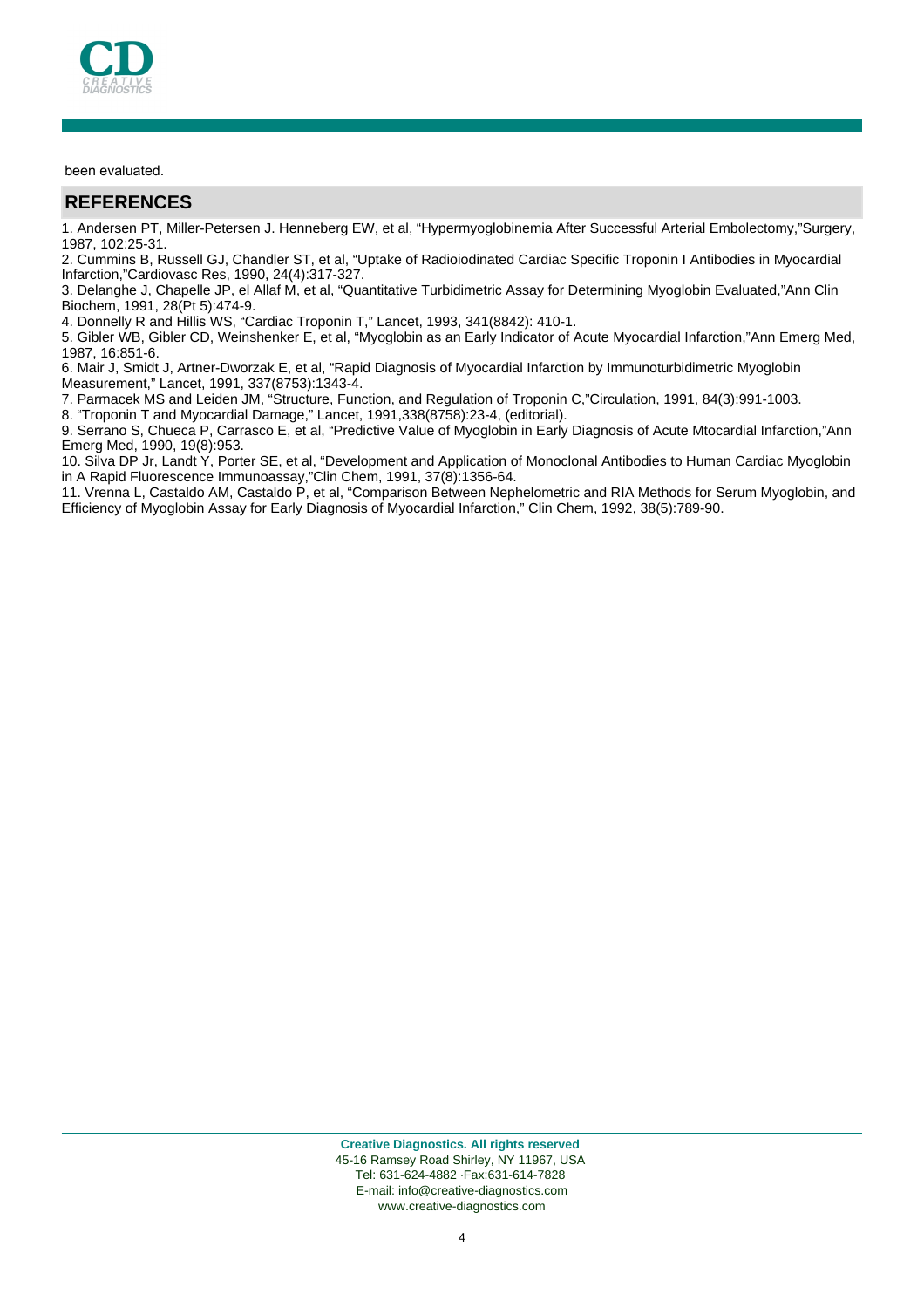been evaluated.

## REFERENCES

1. Andersen PT, Miller-Petersen J. Henneberg EW, et al, “Hypermyoglobinemia After Successful Arterial Embolectomy,”Surgery, 1987, 102:25-31.
2. Cummins B, Russell GJ, Chandler ST, et al, “Uptake of Radioiodinated Cardiac Specific Troponin I Antibodies in Myocardial Infarction,”Cardiovasc Res, 1990, 24(4):317-327.
3. Delanghe J, Chapelle JP, el Allaf M, et al, “Quantitative Turbidimetric Assay for Determining Myoglobin Evaluated,”Ann Clin Biochem, 1991, 28(Pt 5):474-9.
4. Donnelly R and Hillis WS, “Cardiac Troponin T,” Lancet, 1993, 341(8842): 410-1.
5. Gibler WB, Gibler CD, Weinshenker E, et al, “Myoglobin as an Early Indicator of Acute Myocardial Infarction,”Ann Emerg Med, 1987, 16:851-6.
6. Mair J, Smidt J, Artner-Dworzak E, et al, “Rapid Diagnosis of Myocardial Infarction by Immunoturbidimetric Myoglobin Measurement,” Lancet, 1991, 337(8753):1343-4.
7. Parmacek MS and Leiden JM, “Structure, Function, and Regulation of Troponin C,”Circulation, 1991, 84(3):991-1003.
8. “Troponin T and Myocardial Damage,” Lancet, 1991,338(8758):23-4, (editorial).
9. Serrano S, Chueca P, Carrasco E, et al, “Predictive Value of Myoglobin in Early Diagnosis of Acute Mtocardial Infarction,”Ann Emerg Med, 1990, 19(8):953.
10. Silva DP Jr, Landt Y, Porter SE, et al, “Development and Application of Monoclonal Antibodies to Human Cardiac Myoglobin in A Rapid Fluorescence Immunoassay,”Clin Chem, 1991, 37(8):1356-64.
11. Vrenna L, Castaldo AM, Castaldo P, et al, “Comparison Between Nephelometric and RIA Methods for Serum Myoglobin, and Efficiency of Myoglobin Assay for Early Diagnosis of Myocardial Infarction,” Clin Chem, 1992, 38(5):789-90.

**Creative Diagnostics. All rights reserved**
45-16 Ramsey Road Shirley, NY 11967, USA
Tel: 631-624-4882 ·Fax:631-614-7828
E-mail: info@creative-diagnostics.com
www.creative-diagnostics.com